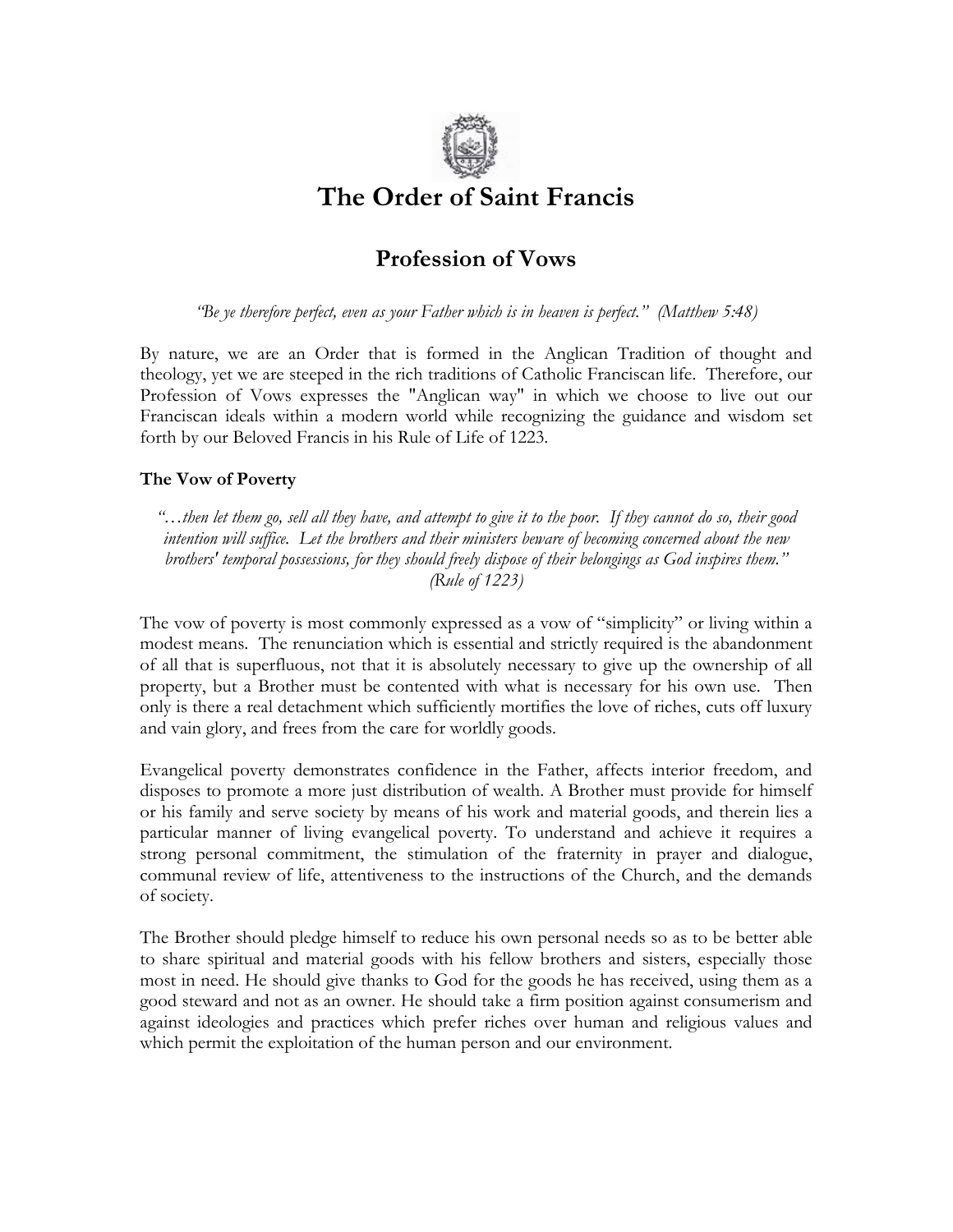# The Order of Saint Francis

## Profession of Vows

*"Be ye therefore perfect, even as your Father which is in heaven is perfect." (Matthew 5:48)*

By nature, we are an Order that is formed in the Anglican Tradition of thought and theology, yet we are steeped in the rich traditions of Catholic Franciscan life. Therefore, our Profession of Vows expresses the "Anglican way" in which we choose to live out our Franciscan ideals within a modern world while recognizing the guidance and wisdom set forth by our Beloved Francis in his Rule of Life of 1223.

### The Vow of Poverty

*"…then let them go, sell all they have, and attempt to give it to the poor. If they cannot do so, their good intention will suffice. Let the brothers and their ministers beware of becoming concerned about the new brothers' temporal possessions, for they should freely dispose of their belongings as God inspires them." (Rule of 1223)*

The vow of poverty is most commonly expressed as a vow of "simplicity" or living within a modest means. The renunciation which is essential and strictly required is the abandonment of all that is superfluous, not that it is absolutely necessary to give up the ownership of all property, but a Brother must be contented with what is necessary for his own use. Then only is there a real detachment which sufficiently mortifies the love of riches, cuts off luxury and vain glory, and frees from the care for worldly goods.

Evangelical poverty demonstrates confidence in the Father, affects interior freedom, and disposes to promote a more just distribution of wealth. A Brother must provide for himself or his family and serve society by means of his work and material goods, and therein lies a particular manner of living evangelical poverty. To understand and achieve it requires a strong personal commitment, the stimulation of the fraternity in prayer and dialogue, communal review of life, attentiveness to the instructions of the Church, and the demands of society.

The Brother should pledge himself to reduce his own personal needs so as to be better able to share spiritual and material goods with his fellow brothers and sisters, especially those most in need. He should give thanks to God for the goods he has received, using them as a good steward and not as an owner. He should take a firm position against consumerism and against ideologies and practices which prefer riches over human and religious values and which permit the exploitation of the human person and our environment.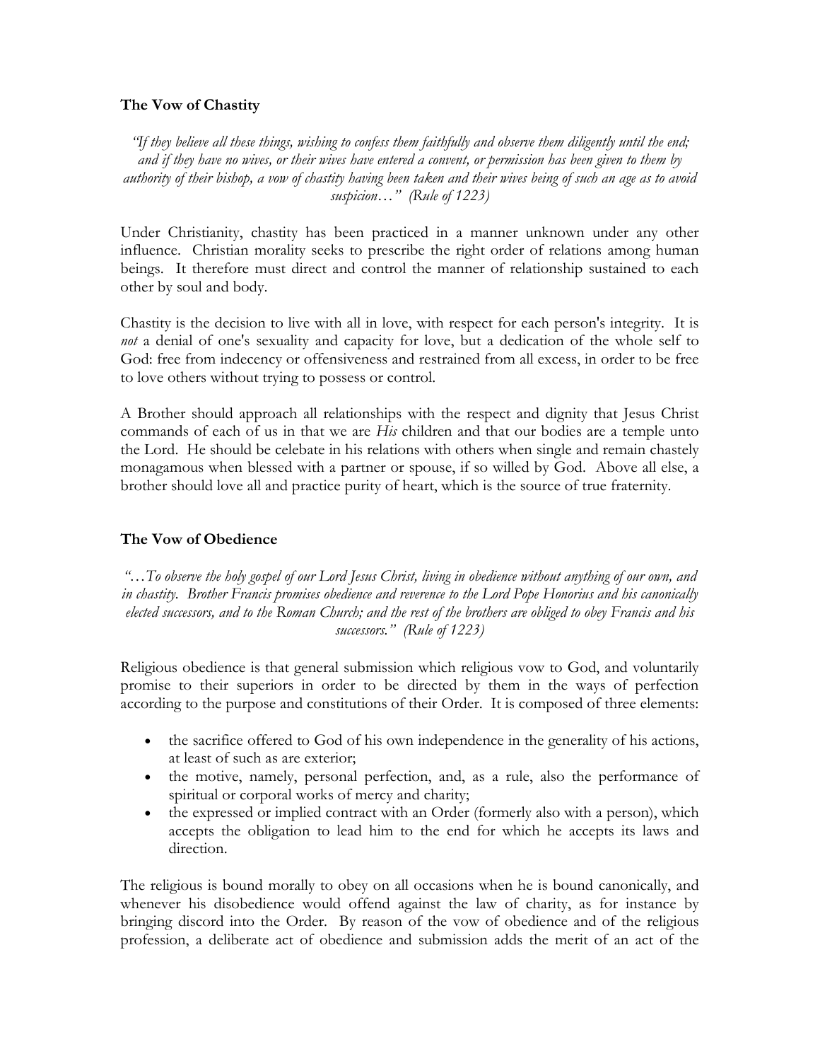**The Vow of Chastity**

*"If they believe all these things, wishing to confess them faithfully and observe them diligently until the end; and if they have no wives, or their wives have entered a convent, or permission has been given to them by authority of their bishop, a vow of chastity having been taken and their wives being of such an age as to avoid suspicion…" (Rule of 1223)*

Under Christianity, chastity has been practiced in a manner unknown under any other influence. Christian morality seeks to prescribe the right order of relations among human beings. It therefore must direct and control the manner of relationship sustained to each other by soul and body.

Chastity is the decision to live with all in love, with respect for each person's integrity. It is *not* a denial of one's sexuality and capacity for love, but a dedication of the whole self to God: free from indecency or offensiveness and restrained from all excess, in order to be free to love others without trying to possess or control.

A Brother should approach all relationships with the respect and dignity that Jesus Christ commands of each of us in that we are *His* children and that our bodies are a temple unto the Lord. He should be celebate in his relations with others when single and remain chastely monagamous when blessed with a partner or spouse, if so willed by God. Above all else, a brother should love all and practice purity of heart, which is the source of true fraternity.

**The Vow of Obedience**

*"…To observe the holy gospel of our Lord Jesus Christ, living in obedience without anything of our own, and in chastity. Brother Francis promises obedience and reverence to the Lord Pope Honorius and his canonically elected successors, and to the Roman Church; and the rest of the brothers are obliged to obey Francis and his successors." (Rule of 1223)*

Religious obedience is that general submission which religious vow to God, and voluntarily promise to their superiors in order to be directed by them in the ways of perfection according to the purpose and constitutions of their Order. It is composed of three elements:

- the sacrifice offered to God of his own independence in the generality of his actions, at least of such as are exterior;
- the motive, namely, personal perfection, and, as a rule, also the performance of spiritual or corporal works of mercy and charity;
- the expressed or implied contract with an Order (formerly also with a person), which accepts the obligation to lead him to the end for which he accepts its laws and direction.

The religious is bound morally to obey on all occasions when he is bound canonically, and whenever his disobedience would offend against the law of charity, as for instance by bringing discord into the Order. By reason of the vow of obedience and of the religious profession, a deliberate act of obedience and submission adds the merit of an act of the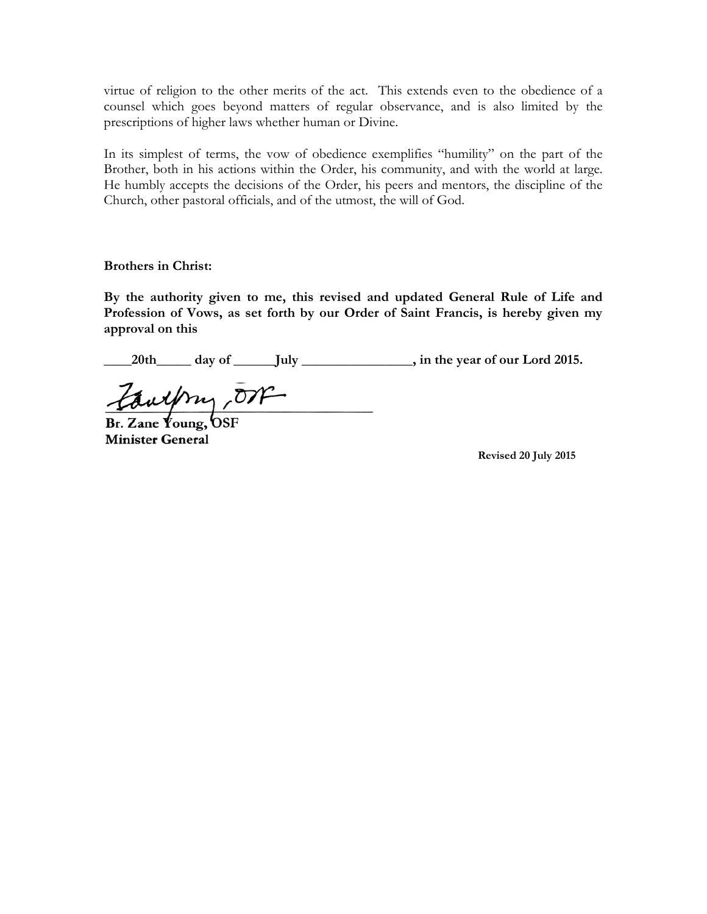virtue of religion to the other merits of the act. This extends even to the obedience of a counsel which goes beyond matters of regular observance, and is also limited by the prescriptions of higher laws whether human or Divine.

In its simplest of terms, the vow of obedience exemplifies "humility" on the part of the Brother, both in his actions within the Order, his community, and with the world at large. He humbly accepts the decisions of the Order, his peers and mentors, the discipline of the Church, other pastoral officials, and of the utmost, the will of God.

**Brothers in Christ:**

**By the authority given to me, this revised and updated General Rule of Life and Profession of Vows, as set forth by our Order of Saint Francis, is hereby given my approval on this**

**____20th_____ day of ______July ________________, in the year of our Lord 2015.**

Zane Young, OSF

**Br. Zane Young, OSF**
**Minister General**

**Revised 20 July 2015**